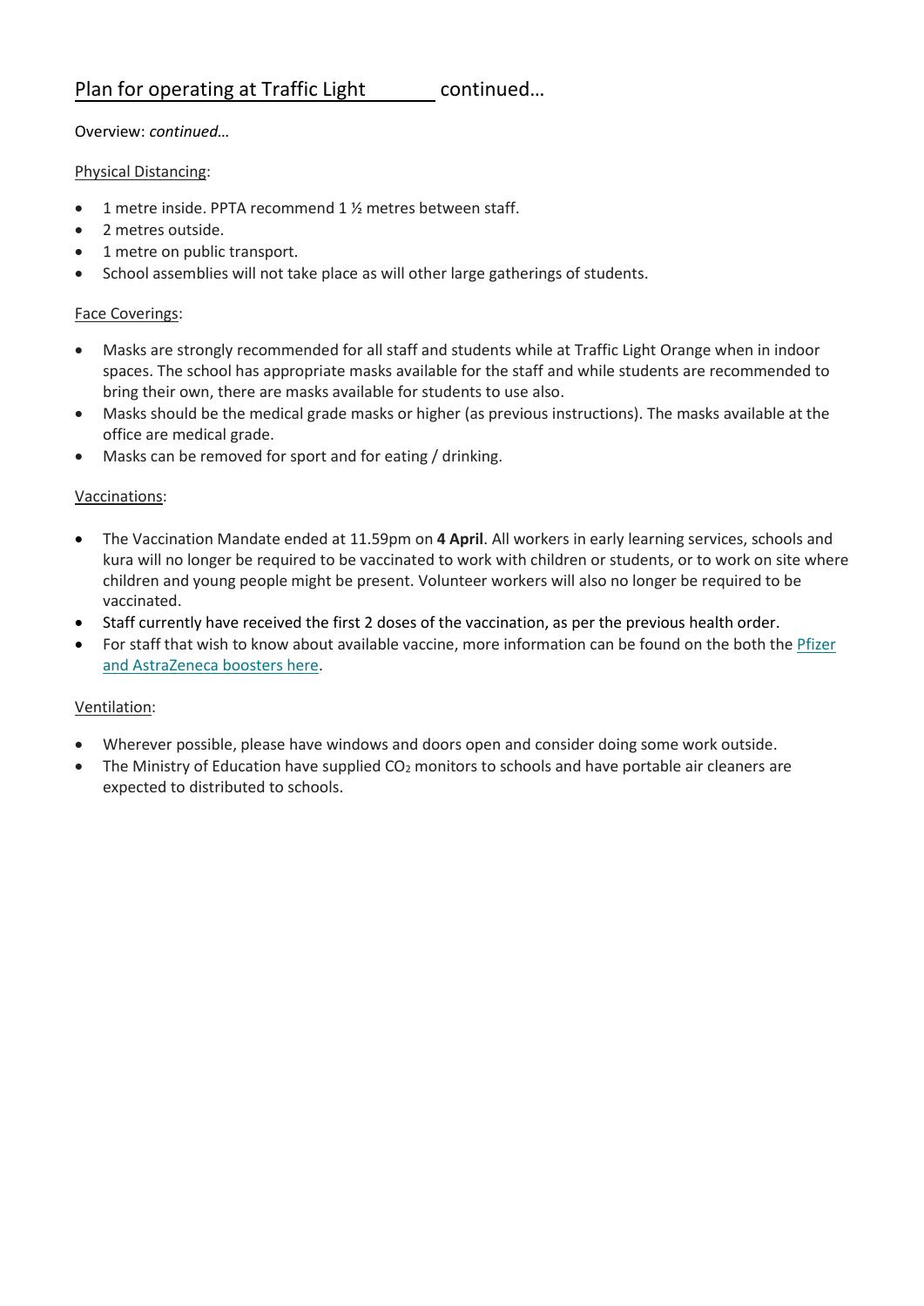## Plan for operating at Traffic Light continued…

Overview: *continued…*

Physical Distancing:

- 1 metre inside. PPTA recommend 1 ½ metres between staff.
- 2 metres outside.
- 1 metre on public transport.
- School assemblies will not take place as will other large gatherings of students.

Face Coverings:

- Masks are strongly recommended for all staff and students while at Traffic Light Orange when in indoor spaces. The school has appropriate masks available for the staff and while students are recommended to bring their own, there are masks available for students to use also.
- Masks should be the medical grade masks or higher (as previous instructions). The masks available at the office are medical grade.
- Masks can be removed for sport and for eating / drinking.

Vaccinations:

- The Vaccination Mandate ended at 11.59pm on **4 April**. All workers in early learning services, schools and kura will no longer be required to be vaccinated to work with children or students, or to work on site where children and young people might be present. Volunteer workers will also no longer be required to be vaccinated.
- Staff currently have received the first 2 doses of the vaccination, as per the previous health order.
- For staff that wish to know about available vaccine, more information can be found on the both the Pfizer and AstraZeneca boosters here.

Ventilation:

- Wherever possible, please have windows and doors open and consider doing some work outside.
- The Ministry of Education have supplied $CO_2$ monitors to schools and have portable air cleaners are expected to distributed to schools.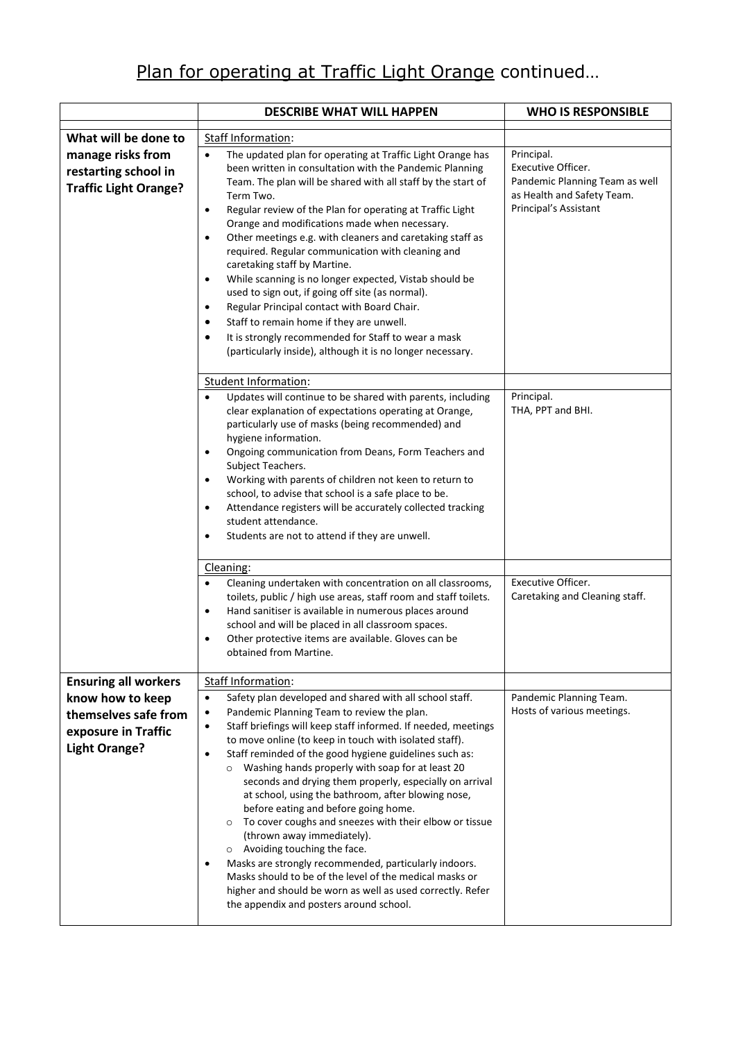# Plan for operating at Traffic Light Orange continued…

| | DESCRIBE WHAT WILL HAPPEN | WHO IS RESPONSIBLE |
|---|---|---|
| **What will be done to manage risks from restarting school in Traffic Light Orange?** | Staff Information: | |
| | • The updated plan for operating at Traffic Light Orange has been written in consultation with the Pandemic Planning Team. The plan will be shared with all staff by the start of Term Two.<br>• Regular review of the Plan for operating at Traffic Light Orange and modifications made when necessary.<br>• Other meetings e.g. with cleaners and caretaking staff as required. Regular communication with cleaning and caretaking staff by Martine.<br>• While scanning is no longer expected, Vistab should be used to sign out, if going off site (as normal).<br>• Regular Principal contact with Board Chair.<br>• Staff to remain home if they are unwell.<br>• It is strongly recommended for Staff to wear a mask (particularly inside), although it is no longer necessary. | Principal.<br>Executive Officer.<br>Pandemic Planning Team as well as Health and Safety Team.<br>Principal's Assistant |
| | Student Information: | |
| | • Updates will continue to be shared with parents, including clear explanation of expectations operating at Orange, particularly use of masks (being recommended) and hygiene information.<br>• Ongoing communication from Deans, Form Teachers and Subject Teachers.<br>• Working with parents of children not keen to return to school, to advise that school is a safe place to be.<br>• Attendance registers will be accurately collected tracking student attendance.<br>• Students are not to attend if they are unwell. | Principal.<br>THA, PPT and BHI. |
| | Cleaning: | |
| | • Cleaning undertaken with concentration on all classrooms, toilets, public / high use areas, staff room and staff toilets.<br>• Hand sanitiser is available in numerous places around school and will be placed in all classroom spaces.<br>• Other protective items are available. Gloves can be obtained from Martine. | Executive Officer.<br>Caretaking and Cleaning staff. |
| **Ensuring all workers know how to keep themselves safe from exposure in Traffic Light Orange?** | Staff Information: | |
| | • Safety plan developed and shared with all school staff.<br>• Pandemic Planning Team to review the plan.<br>• Staff briefings will keep staff informed. If needed, meetings to move online (to keep in touch with isolated staff).<br>• Staff reminded of the good hygiene guidelines such as:<br>&nbsp;&nbsp;&nbsp;&nbsp;○ Washing hands properly with soap for at least 20 seconds and drying them properly, especially on arrival at school, using the bathroom, after blowing nose, before eating and before going home.<br>&nbsp;&nbsp;&nbsp;&nbsp;○ To cover coughs and sneezes with their elbow or tissue (thrown away immediately).<br>&nbsp;&nbsp;&nbsp;&nbsp;○ Avoiding touching the face.<br>• Masks are strongly recommended, particularly indoors. Masks should to be of the level of the medical masks or higher and should be worn as well as used correctly. Refer the appendix and posters around school. | Pandemic Planning Team.<br>Hosts of various meetings. |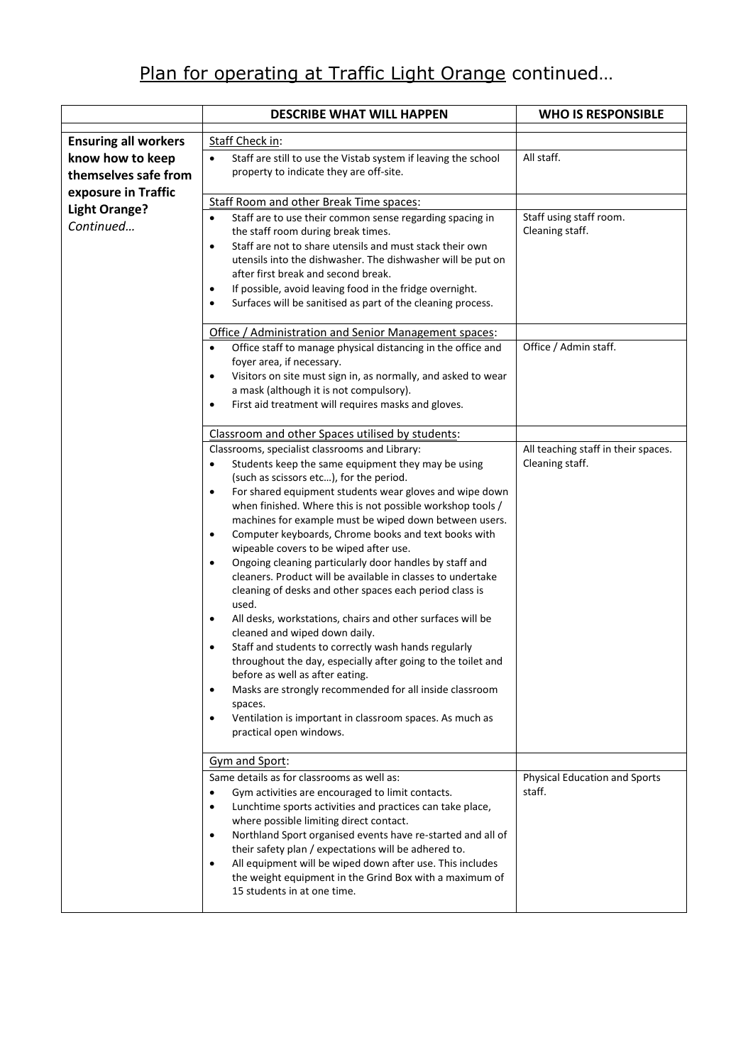# Plan for operating at Traffic Light Orange continued…

| | DESCRIBE WHAT WILL HAPPEN | WHO IS RESPONSIBLE |
|---|---|---|
| **Ensuring all workers know how to keep themselves safe from exposure in Traffic Light Orange?** *Continued…* | Staff Check in: | |
| | • Staff are still to use the Vistab system if leaving the school property to indicate they are off-site. | All staff. |
| | Staff Room and other Break Time spaces: | |
| | • Staff are to use their common sense regarding spacing in the staff room during break times.<br>• Staff are not to share utensils and must stack their own utensils into the dishwasher. The dishwasher will be put on after first break and second break.<br>• If possible, avoid leaving food in the fridge overnight.<br>• Surfaces will be sanitised as part of the cleaning process. | Staff using staff room.<br>Cleaning staff. |
| | Office / Administration and Senior Management spaces: | |
| | • Office staff to manage physical distancing in the office and foyer area, if necessary.<br>• Visitors on site must sign in, as normally, and asked to wear a mask (although it is not compulsory).<br>• First aid treatment will requires masks and gloves. | Office / Admin staff. |
| | Classroom and other Spaces utilised by students: | |
| | Classrooms, specialist classrooms and Library:<br>• Students keep the same equipment they may be using (such as scissors etc…), for the period.<br>• For shared equipment students wear gloves and wipe down when finished. Where this is not possible workshop tools / machines for example must be wiped down between users.<br>• Computer keyboards, Chrome books and text books with wipeable covers to be wiped after use.<br>• Ongoing cleaning particularly door handles by staff and cleaners. Product will be available in classes to undertake cleaning of desks and other spaces each period class is used.<br>• All desks, workstations, chairs and other surfaces will be cleaned and wiped down daily.<br>• Staff and students to correctly wash hands regularly throughout the day, especially after going to the toilet and before as well as after eating.<br>• Masks are strongly recommended for all inside classroom spaces.<br>• Ventilation is important in classroom spaces. As much as practical open windows. | All teaching staff in their spaces.<br>Cleaning staff. |
| | Gym and Sport: | |
| | Same details as for classrooms as well as:<br>• Gym activities are encouraged to limit contacts.<br>• Lunchtime sports activities and practices can take place, where possible limiting direct contact.<br>• Northland Sport organised events have re-started and all of their safety plan / expectations will be adhered to.<br>• All equipment will be wiped down after use. This includes the weight equipment in the Grind Box with a maximum of 15 students in at one time. | Physical Education and Sports staff. |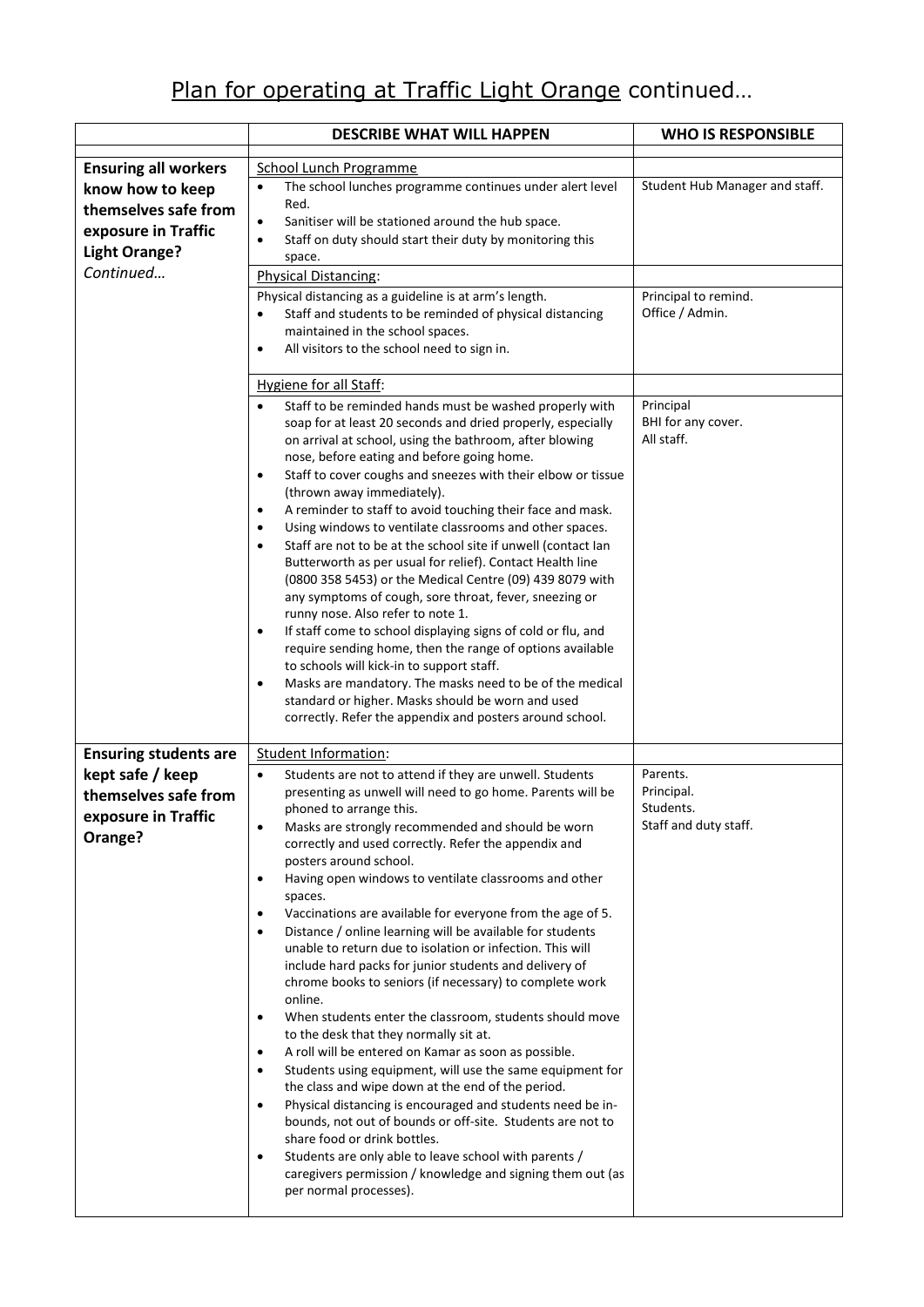# Plan for operating at Traffic Light Orange continued…

| | DESCRIBE WHAT WILL HAPPEN | WHO IS RESPONSIBLE |
|---|---|---|
| **Ensuring all workers know how to keep themselves safe from exposure in Traffic Light Orange?** *Continued…* | School Lunch Programme | |
| | • The school lunches programme continues under alert level Red.<br>• Sanitiser will be stationed around the hub space.<br>• Staff on duty should start their duty by monitoring this space. | Student Hub Manager and staff. |
| | Physical Distancing: | |
| | Physical distancing as a guideline is at arm's length.<br>• Staff and students to be reminded of physical distancing maintained in the school spaces.<br>• All visitors to the school need to sign in. | Principal to remind.<br>Office / Admin. |
| | Hygiene for all Staff: | |
| | • Staff to be reminded hands must be washed properly with soap for at least 20 seconds and dried properly, especially on arrival at school, using the bathroom, after blowing nose, before eating and before going home.<br>• Staff to cover coughs and sneezes with their elbow or tissue (thrown away immediately).<br>• A reminder to staff to avoid touching their face and mask.<br>• Using windows to ventilate classrooms and other spaces.<br>• Staff are not to be at the school site if unwell (contact Ian Butterworth as per usual for relief). Contact Health line (0800 358 5453) or the Medical Centre (09) 439 8079 with any symptoms of cough, sore throat, fever, sneezing or runny nose. Also refer to note 1.<br>• If staff come to school displaying signs of cold or flu, and require sending home, then the range of options available to schools will kick-in to support staff.<br>• Masks are mandatory. The masks need to be of the medical standard or higher. Masks should be worn and used correctly. Refer the appendix and posters around school. | Principal<br>BHI for any cover.<br>All staff. |
| **Ensuring students are kept safe / keep themselves safe from exposure in Traffic Orange?** | Student Information: | |
| | • Students are not to attend if they are unwell. Students presenting as unwell will need to go home. Parents will be phoned to arrange this.<br>• Masks are strongly recommended and should be worn correctly and used correctly. Refer the appendix and posters around school.<br>• Having open windows to ventilate classrooms and other spaces.<br>• Vaccinations are available for everyone from the age of 5.<br>• Distance / online learning will be available for students unable to return due to isolation or infection. This will include hard packs for junior students and delivery of chrome books to seniors (if necessary) to complete work online.<br>• When students enter the classroom, students should move to the desk that they normally sit at.<br>• A roll will be entered on Kamar as soon as possible.<br>• Students using equipment, will use the same equipment for the class and wipe down at the end of the period.<br>• Physical distancing is encouraged and students need be in-bounds, not out of bounds or off-site. Students are not to share food or drink bottles.<br>• Students are only able to leave school with parents / caregivers permission / knowledge and signing them out (as per normal processes). | Parents.<br>Principal.<br>Students.<br>Staff and duty staff. |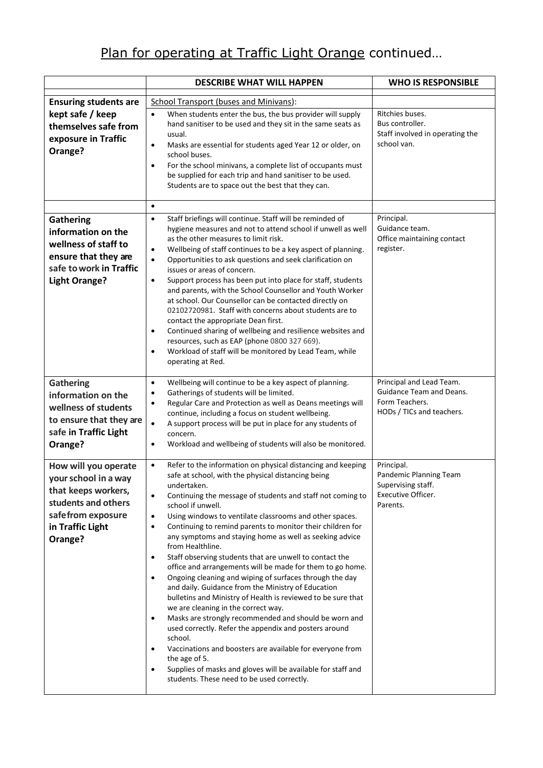# Plan for operating at Traffic Light Orange continued…

| | DESCRIBE WHAT WILL HAPPEN | WHO IS RESPONSIBLE |
|---|---|---|
| **Ensuring students are kept safe / keep themselves safe from exposure in Traffic Orange?** | School Transport (buses and Minivans):<br>• When students enter the bus, the bus provider will supply hand sanitiser to be used and they sit in the same seats as usual.<br>• Masks are essential for students aged Year 12 or older, on school buses.<br>• For the school minivans, a complete list of occupants must be supplied for each trip and hand sanitiser to be used. Students are to space out the best that they can. | Ritchies buses.<br>Bus controller.<br>Staff involved in operating the school van. |
| | • | |
| **Gathering information on the wellness of staff to ensure that they are safe to work in Traffic Light Orange?** | • Staff briefings will continue. Staff will be reminded of hygiene measures and not to attend school if unwell as well as the other measures to limit risk.<br>• Wellbeing of staff continues to be a key aspect of planning.<br>• Opportunities to ask questions and seek clarification on issues or areas of concern.<br>• Support process has been put into place for staff, students and parents, with the School Counsellor and Youth Worker at school. Our Counsellor can be contacted directly on 02102720981. Staff with concerns about students are to contact the appropriate Dean first.<br>• Continued sharing of wellbeing and resilience websites and resources, such as EAP (phone 0800 327 669).<br>• Workload of staff will be monitored by Lead Team, while operating at Red. | Principal.<br>Guidance team.<br>Office maintaining contact register. |
| **Gathering information on the wellness of students to ensure that they are safe in Traffic Light Orange?** | • Wellbeing will continue to be a key aspect of planning.<br>• Gatherings of students will be limited.<br>• Regular Care and Protection as well as Deans meetings will continue, including a focus on student wellbeing.<br>• A support process will be put in place for any students of concern.<br>• Workload and wellbeing of students will also be monitored. | Principal and Lead Team.<br>Guidance Team and Deans.<br>Form Teachers.<br>HODs / TICs and teachers. |
| **How will you operate your school in a way that keeps workers, students and others safe from exposure in Traffic Light Orange?** | • Refer to the information on physical distancing and keeping safe at school, with the physical distancing being undertaken.<br>• Continuing the message of students and staff not coming to school if unwell.<br>• Using windows to ventilate classrooms and other spaces.<br>• Continuing to remind parents to monitor their children for any symptoms and staying home as well as seeking advice from Healthline.<br>• Staff observing students that are unwell to contact the office and arrangements will be made for them to go home.<br>• Ongoing cleaning and wiping of surfaces through the day and daily. Guidance from the Ministry of Education bulletins and Ministry of Health is reviewed to be sure that we are cleaning in the correct way.<br>• Masks are strongly recommended and should be worn and used correctly. Refer the appendix and posters around school.<br>• Vaccinations and boosters are available for everyone from the age of 5.<br>• Supplies of masks and gloves will be available for staff and students. These need to be used correctly. | Principal.<br>Pandemic Planning Team<br>Supervising staff.<br>Executive Officer.<br>Parents. |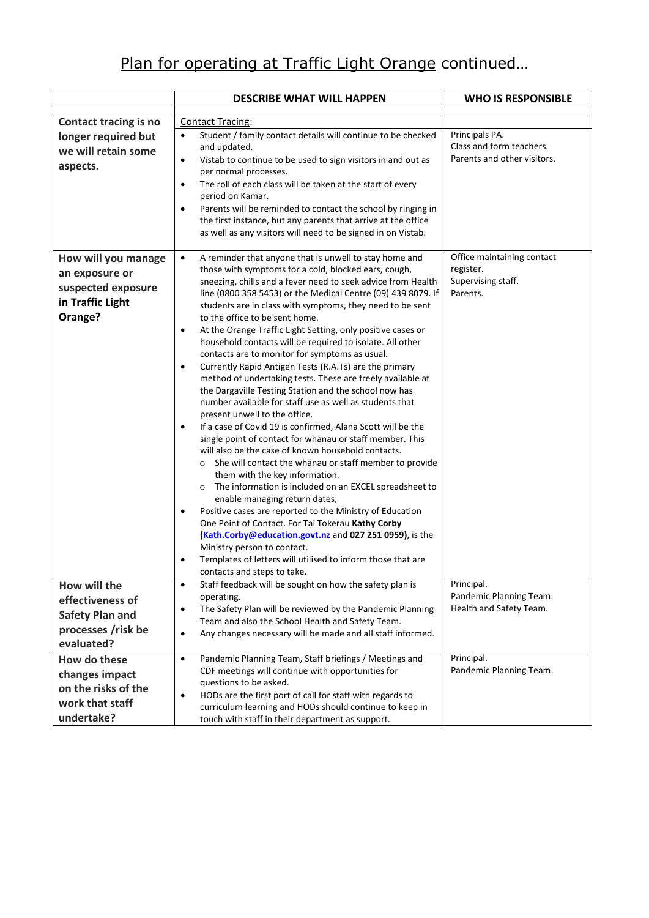# Plan for operating at Traffic Light Orange continued…

| | DESCRIBE WHAT WILL HAPPEN | WHO IS RESPONSIBLE |
|---|---|---|
| **Contact tracing is no longer required but we will retain some aspects.** | Contact Tracing:<br>• Student / family contact details will continue to be checked and updated.<br>• Vistab to continue to be used to sign visitors in and out as per normal processes.<br>• The roll of each class will be taken at the start of every period on Kamar.<br>• Parents will be reminded to contact the school by ringing in the first instance, but any parents that arrive at the office as well as any visitors will need to be signed in on Vistab. | Principals PA.<br>Class and form teachers.<br>Parents and other visitors. |
| **How will you manage an exposure or suspected exposure in Traffic Light Orange?** | • A reminder that anyone that is unwell to stay home and those with symptoms for a cold, blocked ears, cough, sneezing, chills and a fever need to seek advice from Health line (0800 358 5453) or the Medical Centre (09) 439 8079. If students are in class with symptoms, they need to be sent to the office to be sent home.<br>• At the Orange Traffic Light Setting, only positive cases or household contacts will be required to isolate. All other contacts are to monitor for symptoms as usual.<br>• Currently Rapid Antigen Tests (R.A.Ts) are the primary method of undertaking tests. These are freely available at the Dargaville Testing Station and the school now has number available for staff use as well as students that present unwell to the office.<br>• If a case of Covid 19 is confirmed, Alana Scott will be the single point of contact for whānau or staff member. This will also be the case of known household contacts.<br>  ○ She will contact the whānau or staff member to provide them with the key information.<br>  ○ The information is included on an EXCEL spreadsheet to enable managing return dates,<br>• Positive cases are reported to the Ministry of Education One Point of Contact. For Tai Tokerau **Kathy Corby (Kath.Corby@education.govt.nz** and **027 251 0959)**, is the Ministry person to contact.<br>• Templates of letters will utilised to inform those that are contacts and steps to take. | Office maintaining contact register.<br>Supervising staff.<br>Parents. |
| **How will the effectiveness of Safety Plan and processes /risk be evaluated?** | • Staff feedback will be sought on how the safety plan is operating.<br>• The Safety Plan will be reviewed by the Pandemic Planning Team and also the School Health and Safety Team.<br>• Any changes necessary will be made and all staff informed. | Principal.<br>Pandemic Planning Team.<br>Health and Safety Team. |
| **How do these changes impact on the risks of the work that staff undertake?** | • Pandemic Planning Team, Staff briefings / Meetings and CDF meetings will continue with opportunities for questions to be asked.<br>• HODs are the first port of call for staff with regards to curriculum learning and HODs should continue to keep in touch with staff in their department as support. | Principal.<br>Pandemic Planning Team. |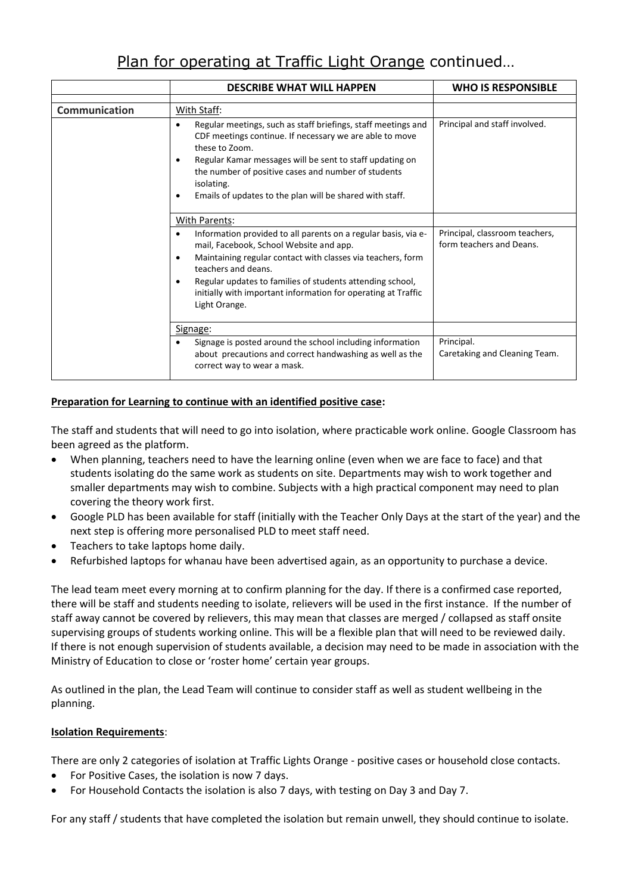# Plan for operating at Traffic Light Orange continued…

| | DESCRIBE WHAT WILL HAPPEN | WHO IS RESPONSIBLE |
|---|---|---|
| **Communication** | With Staff: | |
| | • Regular meetings, such as staff briefings, staff meetings and CDF meetings continue. If necessary we are able to move these to Zoom.<br>• Regular Kamar messages will be sent to staff updating on the number of positive cases and number of students isolating.<br>• Emails of updates to the plan will be shared with staff. | Principal and staff involved. |
| | With Parents: | |
| | • Information provided to all parents on a regular basis, via e-mail, Facebook, School Website and app.<br>• Maintaining regular contact with classes via teachers, form teachers and deans.<br>• Regular updates to families of students attending school, initially with important information for operating at Traffic Light Orange. | Principal, classroom teachers, form teachers and Deans. |
| | Signage: | |
| | • Signage is posted around the school including information about precautions and correct handwashing as well as the correct way to wear a mask. | Principal.<br>Caretaking and Cleaning Team. |

**Preparation for Learning to continue with an identified positive case:**

The staff and students that will need to go into isolation, where practicable work online. Google Classroom has been agreed as the platform.

- When planning, teachers need to have the learning online (even when we are face to face) and that students isolating do the same work as students on site. Departments may wish to work together and smaller departments may wish to combine. Subjects with a high practical component may need to plan covering the theory work first.
- Google PLD has been available for staff (initially with the Teacher Only Days at the start of the year) and the next step is offering more personalised PLD to meet staff need.
- Teachers to take laptops home daily.
- Refurbished laptops for whanau have been advertised again, as an opportunity to purchase a device.

The lead team meet every morning at to confirm planning for the day. If there is a confirmed case reported, there will be staff and students needing to isolate, relievers will be used in the first instance. If the number of staff away cannot be covered by relievers, this may mean that classes are merged / collapsed as staff onsite supervising groups of students working online. This will be a flexible plan that will need to be reviewed daily. If there is not enough supervision of students available, a decision may need to be made in association with the Ministry of Education to close or 'roster home' certain year groups.

As outlined in the plan, the Lead Team will continue to consider staff as well as student wellbeing in the planning.

**Isolation Requirements**:

There are only 2 categories of isolation at Traffic Lights Orange - positive cases or household close contacts.

- For Positive Cases, the isolation is now 7 days.
- For Household Contacts the isolation is also 7 days, with testing on Day 3 and Day 7.

For any staff / students that have completed the isolation but remain unwell, they should continue to isolate.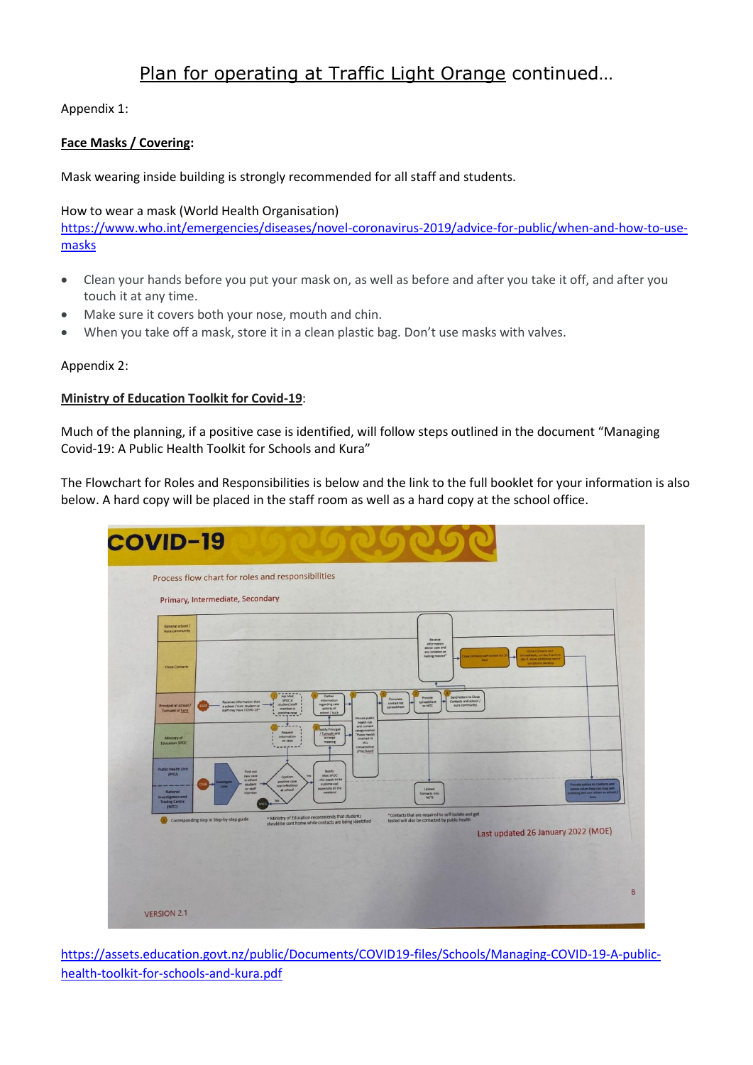# Plan for operating at Traffic Light Orange continued…

Appendix 1:

**Face Masks / Covering:**

Mask wearing inside building is strongly recommended for all staff and students.

How to wear a mask (World Health Organisation)
https://www.who.int/emergencies/diseases/novel-coronavirus-2019/advice-for-public/when-and-how-to-use-masks

- Clean your hands before you put your mask on, as well as before and after you take it off, and after you touch it at any time.
- Make sure it covers both your nose, mouth and chin.
- When you take off a mask, store it in a clean plastic bag. Don't use masks with valves.

Appendix 2:

**Ministry of Education Toolkit for Covid-19**:

Much of the planning, if a positive case is identified, will follow steps outlined in the document "Managing Covid-19: A Public Health Toolkit for Schools and Kura"

The Flowchart for Roles and Responsibilities is below and the link to the full booklet for your information is also below. A hard copy will be placed in the staff room as well as a hard copy at the school office.

COVID-19

Process flow chart for roles and responsibilities

Primary, Intermediate, Secondary

Last updated 26 January 2022 (MOE)

VERSION 2.1

https://assets.education.govt.nz/public/Documents/COVID19-files/Schools/Managing-COVID-19-A-public-health-toolkit-for-schools-and-kura.pdf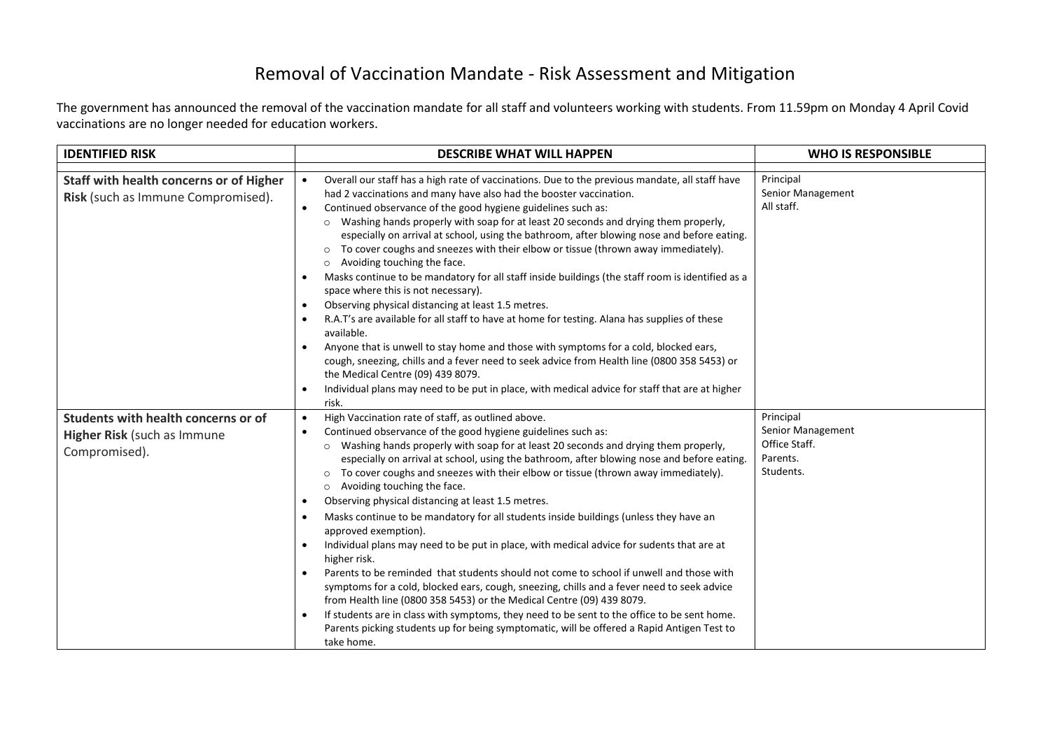# Removal of Vaccination Mandate - Risk Assessment and Mitigation

The government has announced the removal of the vaccination mandate for all staff and volunteers working with students. From 11.59pm on Monday 4 April Covid vaccinations are no longer needed for education workers.

| IDENTIFIED RISK | DESCRIBE WHAT WILL HAPPEN | WHO IS RESPONSIBLE |
|---|---|---|
| **Staff with health concerns or of Higher Risk** (such as Immune Compromised). | • Overall our staff has a high rate of vaccinations. Due to the previous mandate, all staff have had 2 vaccinations and many have also had the booster vaccination.<br>• Continued observance of the good hygiene guidelines such as:<br>&nbsp;&nbsp;○ Washing hands properly with soap for at least 20 seconds and drying them properly, especially on arrival at school, using the bathroom, after blowing nose and before eating.<br>&nbsp;&nbsp;○ To cover coughs and sneezes with their elbow or tissue (thrown away immediately).<br>&nbsp;&nbsp;○ Avoiding touching the face.<br>• Masks continue to be mandatory for all staff inside buildings (the staff room is identified as a space where this is not necessary).<br>• Observing physical distancing at least 1.5 metres.<br>• R.A.T's are available for all staff to have at home for testing. Alana has supplies of these available.<br>• Anyone that is unwell to stay home and those with symptoms for a cold, blocked ears, cough, sneezing, chills and a fever need to seek advice from Health line (0800 358 5453) or the Medical Centre (09) 439 8079.<br>• Individual plans may need to be put in place, with medical advice for staff that are at higher risk. | Principal<br>Senior Management<br>All staff. |
| **Students with health concerns or of Higher Risk** (such as Immune Compromised). | • High Vaccination rate of staff, as outlined above.<br>• Continued observance of the good hygiene guidelines such as:<br>&nbsp;&nbsp;○ Washing hands properly with soap for at least 20 seconds and drying them properly, especially on arrival at school, using the bathroom, after blowing nose and before eating.<br>&nbsp;&nbsp;○ To cover coughs and sneezes with their elbow or tissue (thrown away immediately).<br>&nbsp;&nbsp;○ Avoiding touching the face.<br>• Observing physical distancing at least 1.5 metres.<br>• Masks continue to be mandatory for all students inside buildings (unless they have an approved exemption).<br>• Individual plans may need to be put in place, with medical advice for sudents that are at higher risk.<br>• Parents to be reminded that students should not come to school if unwell and those with symptoms for a cold, blocked ears, cough, sneezing, chills and a fever need to seek advice from Health line (0800 358 5453) or the Medical Centre (09) 439 8079.<br>• If students are in class with symptoms, they need to be sent to the office to be sent home. Parents picking students up for being symptomatic, will be offered a Rapid Antigen Test to take home. | Principal<br>Senior Management<br>Office Staff.<br>Parents.<br>Students. |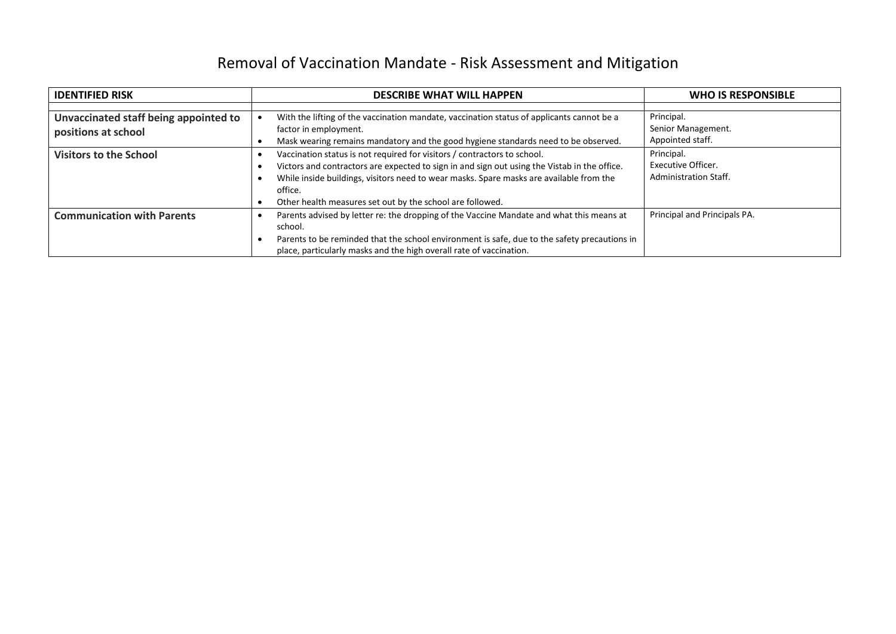# Removal of Vaccination Mandate - Risk Assessment and Mitigation

| IDENTIFIED RISK | DESCRIBE WHAT WILL HAPPEN | WHO IS RESPONSIBLE |
|---|---|---|
| **Unvaccinated staff being appointed to positions at school** | • With the lifting of the vaccination mandate, vaccination status of applicants cannot be a factor in employment.<br>• Mask wearing remains mandatory and the good hygiene standards need to be observed. | Principal.<br>Senior Management.<br>Appointed staff. |
| **Visitors to the School** | • Vaccination status is not required for visitors / contractors to school.<br>• Victors and contractors are expected to sign in and sign out using the Vistab in the office.<br>• While inside buildings, visitors need to wear masks. Spare masks are available from the office.<br>• Other health measures set out by the school are followed. | Principal.<br>Executive Officer.<br>Administration Staff. |
| **Communication with Parents** | • Parents advised by letter re: the dropping of the Vaccine Mandate and what this means at school.<br>• Parents to be reminded that the school environment is safe, due to the safety precautions in place, particularly masks and the high overall rate of vaccination. | Principal and Principals PA. |